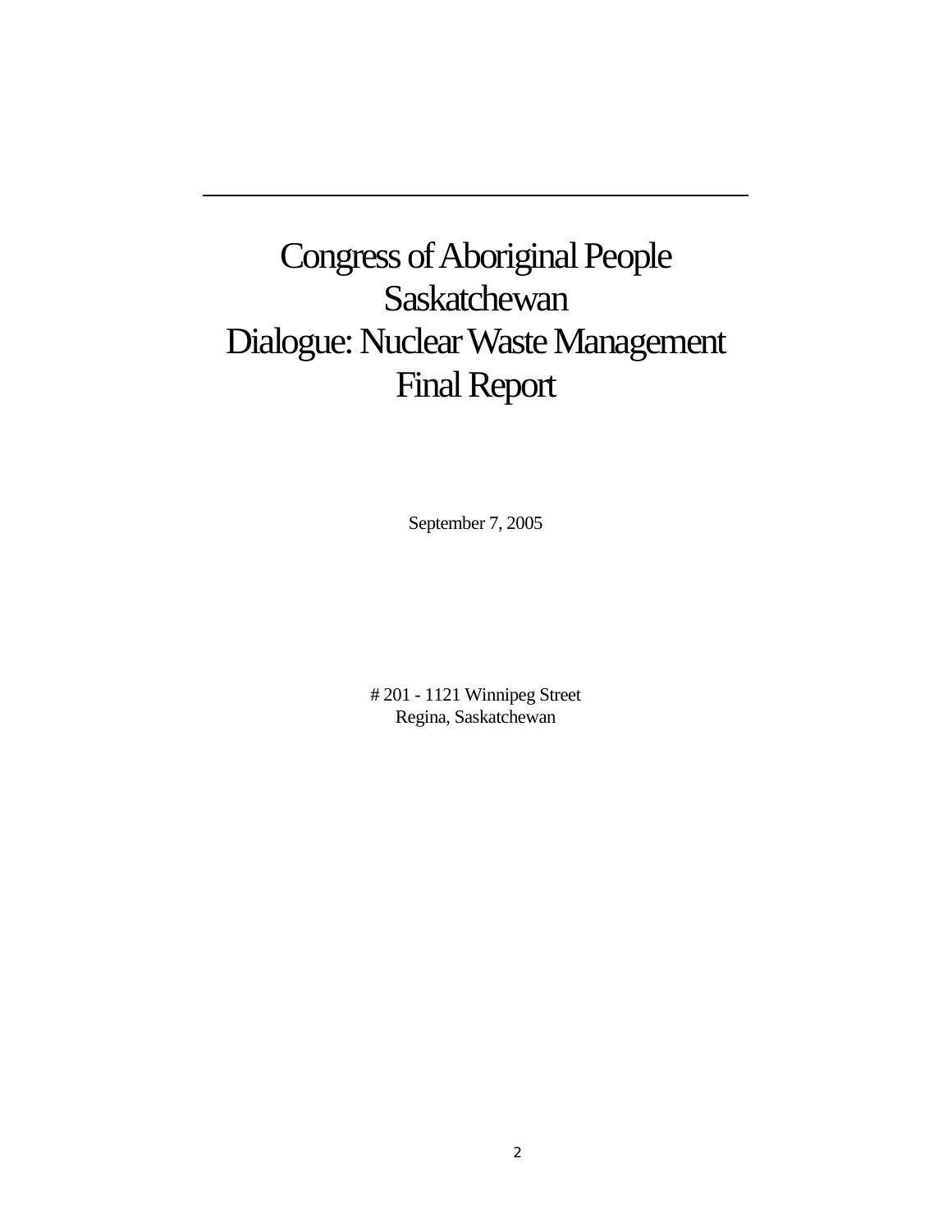# Congress of Aboriginal People Saskatchewan
# Dialogue: Nuclear Waste Management
# Final Report

September 7, 2005

# 201 - 1121 Winnipeg Street
Regina, Saskatchewan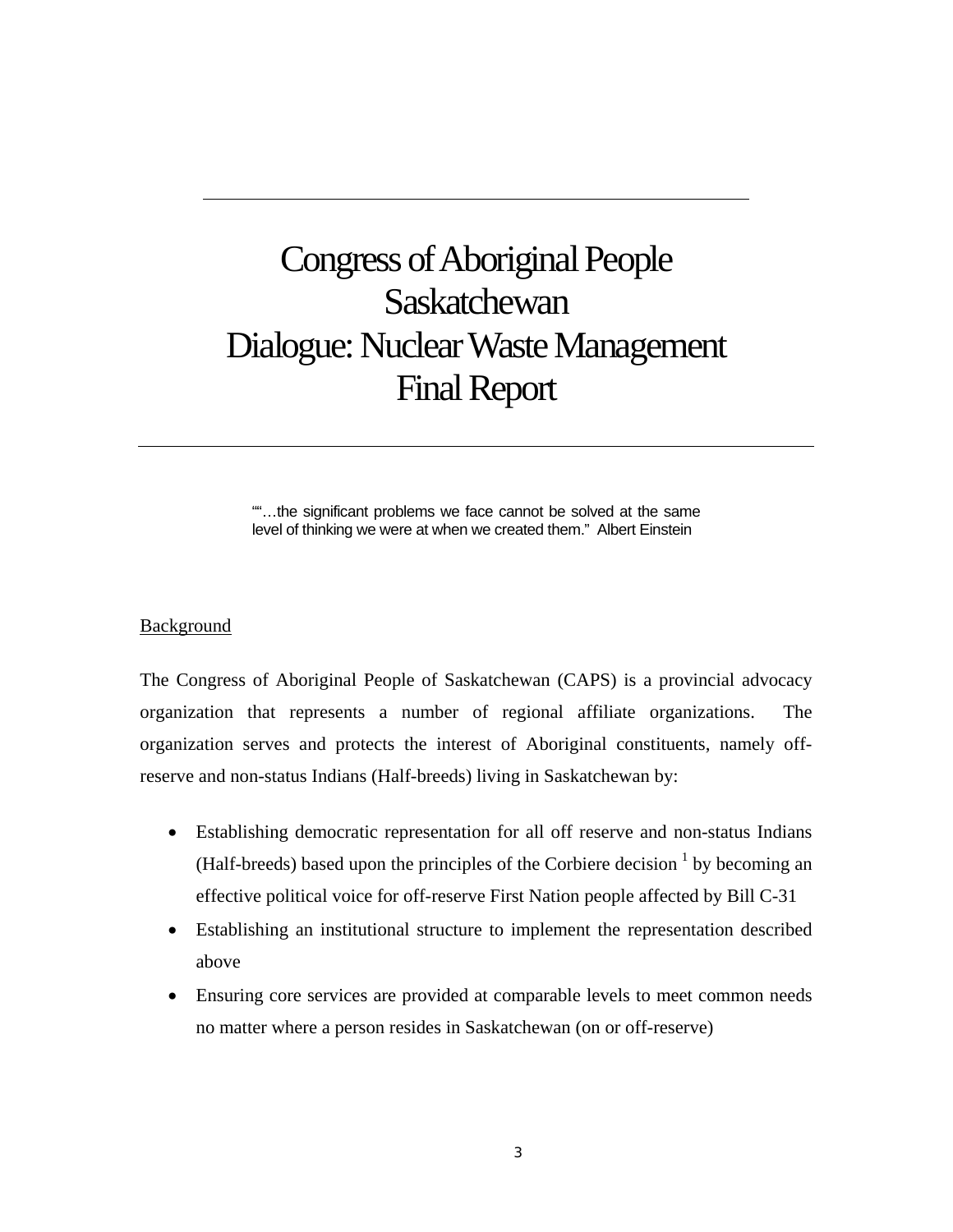# Congress of Aboriginal People Saskatchewan Dialogue: Nuclear Waste Management Final Report

> ""…the significant problems we face cannot be solved at the same level of thinking we were at when we created them." Albert Einstein

## Background

The Congress of Aboriginal People of Saskatchewan (CAPS) is a provincial advocacy organization that represents a number of regional affiliate organizations. The organization serves and protects the interest of Aboriginal constituents, namely off-reserve and non-status Indians (Half-breeds) living in Saskatchewan by:

- Establishing democratic representation for all off reserve and non-status Indians (Half-breeds) based upon the principles of the Corbiere decision [1] by becoming an effective political voice for off-reserve First Nation people affected by Bill C-31
- Establishing an institutional structure to implement the representation described above
- Ensuring core services are provided at comparable levels to meet common needs no matter where a person resides in Saskatchewan (on or off-reserve)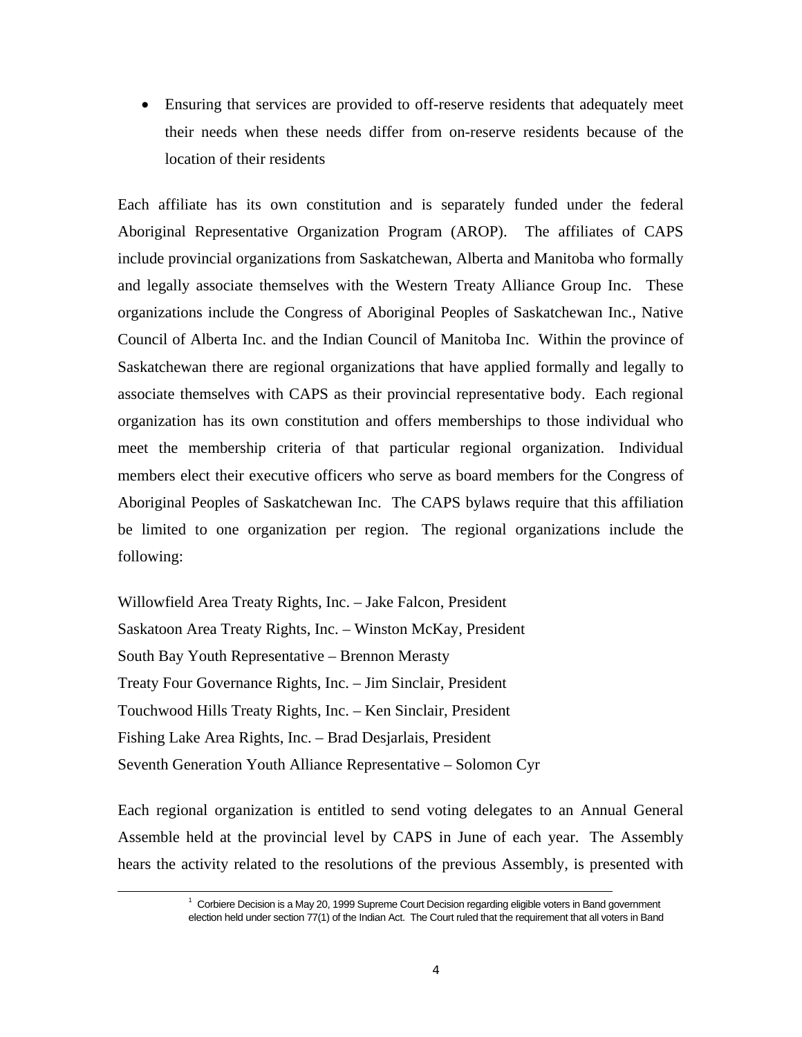- Ensuring that services are provided to off-reserve residents that adequately meet their needs when these needs differ from on-reserve residents because of the location of their residents

Each affiliate has its own constitution and is separately funded under the federal Aboriginal Representative Organization Program (AROP). The affiliates of CAPS include provincial organizations from Saskatchewan, Alberta and Manitoba who formally and legally associate themselves with the Western Treaty Alliance Group Inc. These organizations include the Congress of Aboriginal Peoples of Saskatchewan Inc., Native Council of Alberta Inc. and the Indian Council of Manitoba Inc. Within the province of Saskatchewan there are regional organizations that have applied formally and legally to associate themselves with CAPS as their provincial representative body. Each regional organization has its own constitution and offers memberships to those individual who meet the membership criteria of that particular regional organization. Individual members elect their executive officers who serve as board members for the Congress of Aboriginal Peoples of Saskatchewan Inc. The CAPS bylaws require that this affiliation be limited to one organization per region. The regional organizations include the following:

Willowfield Area Treaty Rights, Inc. – Jake Falcon, President
Saskatoon Area Treaty Rights, Inc. – Winston McKay, President
South Bay Youth Representative – Brennon Merasty
Treaty Four Governance Rights, Inc. – Jim Sinclair, President
Touchwood Hills Treaty Rights, Inc. – Ken Sinclair, President
Fishing Lake Area Rights, Inc. – Brad Desjarlais, President
Seventh Generation Youth Alliance Representative – Solomon Cyr

Each regional organization is entitled to send voting delegates to an Annual General Assemble held at the provincial level by CAPS in June of each year. The Assembly hears the activity related to the resolutions of the previous Assembly, is presented with

---

[1] Corbiere Decision is a May 20, 1999 Supreme Court Decision regarding eligible voters in Band government election held under section 77(1) of the Indian Act. The Court ruled that the requirement that all voters in Band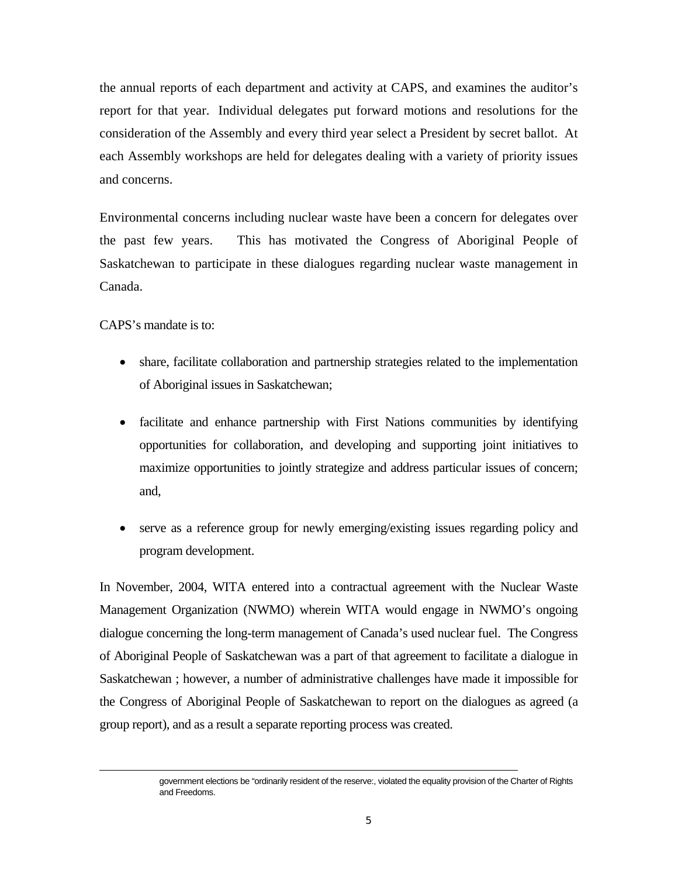the annual reports of each department and activity at CAPS, and examines the auditor's report for that year. Individual delegates put forward motions and resolutions for the consideration of the Assembly and every third year select a President by secret ballot. At each Assembly workshops are held for delegates dealing with a variety of priority issues and concerns.

Environmental concerns including nuclear waste have been a concern for delegates over the past few years. This has motivated the Congress of Aboriginal People of Saskatchewan to participate in these dialogues regarding nuclear waste management in Canada.

CAPS's mandate is to:

- share, facilitate collaboration and partnership strategies related to the implementation of Aboriginal issues in Saskatchewan;
- facilitate and enhance partnership with First Nations communities by identifying opportunities for collaboration, and developing and supporting joint initiatives to maximize opportunities to jointly strategize and address particular issues of concern; and,
- serve as a reference group for newly emerging/existing issues regarding policy and program development.

In November, 2004, WITA entered into a contractual agreement with the Nuclear Waste Management Organization (NWMO) wherein WITA would engage in NWMO's ongoing dialogue concerning the long-term management of Canada's used nuclear fuel. The Congress of Aboriginal People of Saskatchewan was a part of that agreement to facilitate a dialogue in Saskatchewan ; however, a number of administrative challenges have made it impossible for the Congress of Aboriginal People of Saskatchewan to report on the dialogues as agreed (a group report), and as a result a separate reporting process was created.

---

government elections be "ordinarily resident of the reserve:, violated the equality provision of the Charter of Rights and Freedoms.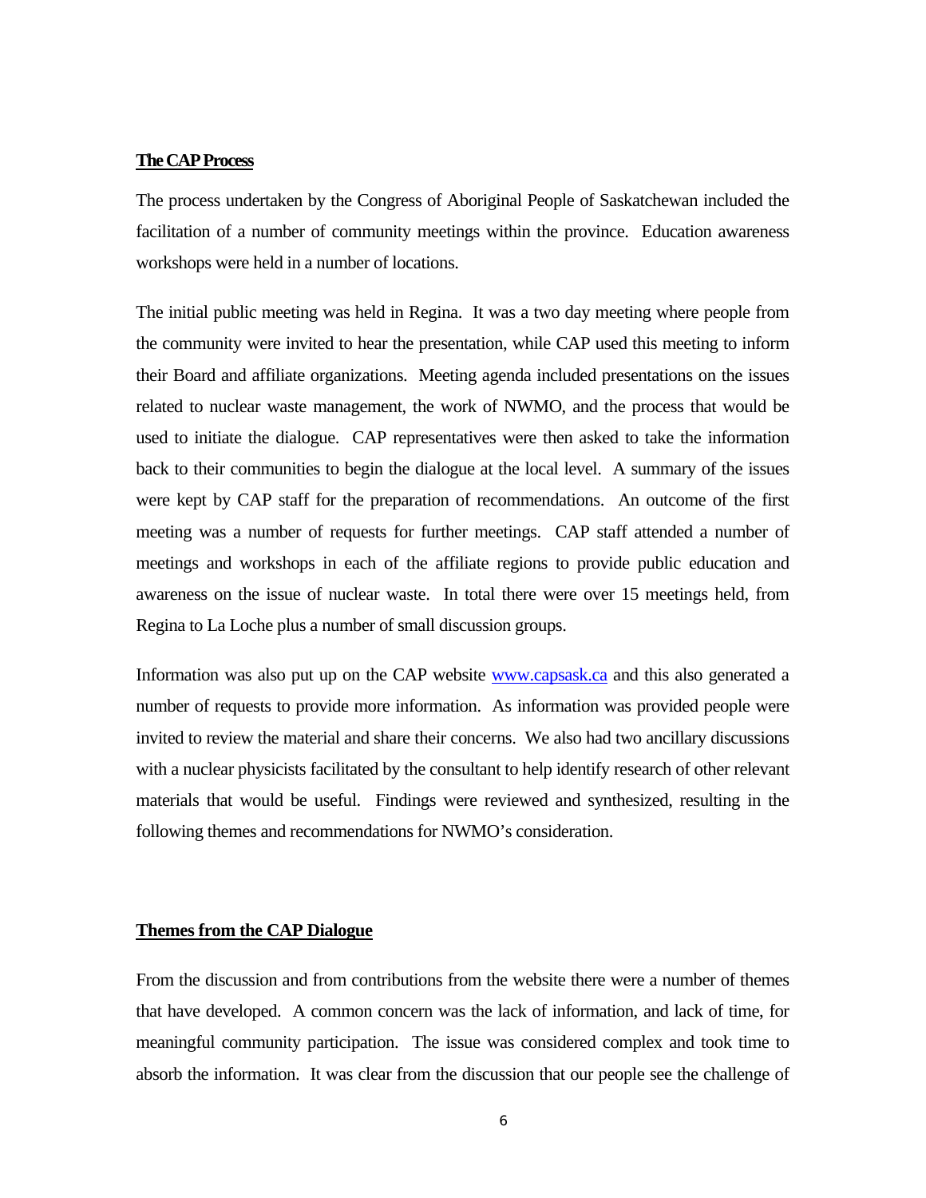## The CAP Process

The process undertaken by the Congress of Aboriginal People of Saskatchewan included the facilitation of a number of community meetings within the province. Education awareness workshops were held in a number of locations.

The initial public meeting was held in Regina. It was a two day meeting where people from the community were invited to hear the presentation, while CAP used this meeting to inform their Board and affiliate organizations. Meeting agenda included presentations on the issues related to nuclear waste management, the work of NWMO, and the process that would be used to initiate the dialogue. CAP representatives were then asked to take the information back to their communities to begin the dialogue at the local level. A summary of the issues were kept by CAP staff for the preparation of recommendations. An outcome of the first meeting was a number of requests for further meetings. CAP staff attended a number of meetings and workshops in each of the affiliate regions to provide public education and awareness on the issue of nuclear waste. In total there were over 15 meetings held, from Regina to La Loche plus a number of small discussion groups.

Information was also put up on the CAP website [www.capsask.ca](http://www.capsask.ca) and this also generated a number of requests to provide more information. As information was provided people were invited to review the material and share their concerns. We also had two ancillary discussions with a nuclear physicists facilitated by the consultant to help identify research of other relevant materials that would be useful. Findings were reviewed and synthesized, resulting in the following themes and recommendations for NWMO's consideration.

## Themes from the CAP Dialogue

From the discussion and from contributions from the website there were a number of themes that have developed. A common concern was the lack of information, and lack of time, for meaningful community participation. The issue was considered complex and took time to absorb the information. It was clear from the discussion that our people see the challenge of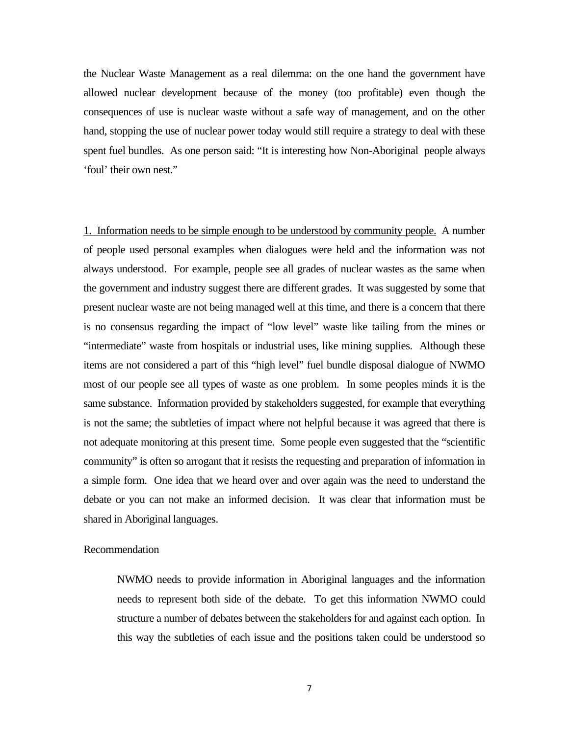the Nuclear Waste Management as a real dilemma: on the one hand the government have allowed nuclear development because of the money (too profitable) even though the consequences of use is nuclear waste without a safe way of management, and on the other hand, stopping the use of nuclear power today would still require a strategy to deal with these spent fuel bundles. As one person said: "It is interesting how Non-Aboriginal people always 'foul' their own nest."

<u>1. Information needs to be simple enough to be understood by community people.</u> A number of people used personal examples when dialogues were held and the information was not always understood. For example, people see all grades of nuclear wastes as the same when the government and industry suggest there are different grades. It was suggested by some that present nuclear waste are not being managed well at this time, and there is a concern that there is no consensus regarding the impact of "low level" waste like tailing from the mines or "intermediate" waste from hospitals or industrial uses, like mining supplies. Although these items are not considered a part of this "high level" fuel bundle disposal dialogue of NWMO most of our people see all types of waste as one problem. In some peoples minds it is the same substance. Information provided by stakeholders suggested, for example that everything is not the same; the subtleties of impact where not helpful because it was agreed that there is not adequate monitoring at this present time. Some people even suggested that the "scientific community" is often so arrogant that it resists the requesting and preparation of information in a simple form. One idea that we heard over and over again was the need to understand the debate or you can not make an informed decision. It was clear that information must be shared in Aboriginal languages.

Recommendation

> NWMO needs to provide information in Aboriginal languages and the information needs to represent both side of the debate. To get this information NWMO could structure a number of debates between the stakeholders for and against each option. In this way the subtleties of each issue and the positions taken could be understood so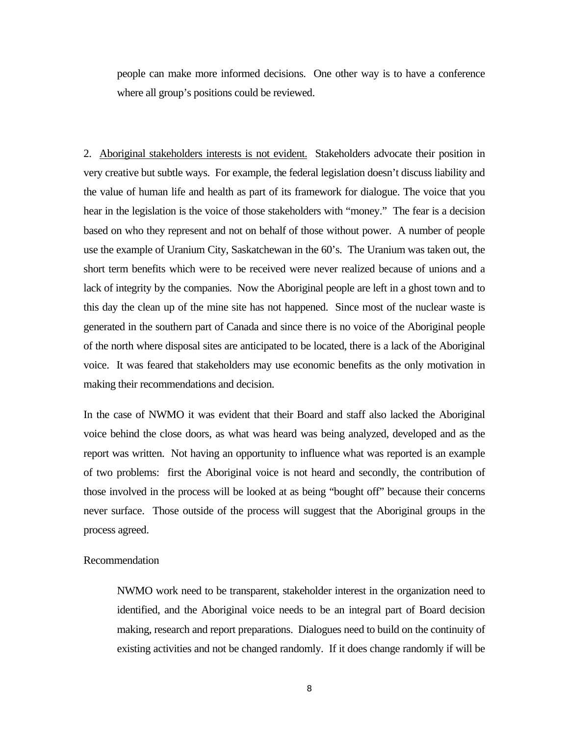people can make more informed decisions. One other way is to have a conference where all group's positions could be reviewed.

2. <u>Aboriginal stakeholders interests is not evident.</u> Stakeholders advocate their position in very creative but subtle ways. For example, the federal legislation doesn't discuss liability and the value of human life and health as part of its framework for dialogue. The voice that you hear in the legislation is the voice of those stakeholders with "money." The fear is a decision based on who they represent and not on behalf of those without power. A number of people use the example of Uranium City, Saskatchewan in the 60's. The Uranium was taken out, the short term benefits which were to be received were never realized because of unions and a lack of integrity by the companies. Now the Aboriginal people are left in a ghost town and to this day the clean up of the mine site has not happened. Since most of the nuclear waste is generated in the southern part of Canada and since there is no voice of the Aboriginal people of the north where disposal sites are anticipated to be located, there is a lack of the Aboriginal voice. It was feared that stakeholders may use economic benefits as the only motivation in making their recommendations and decision.

In the case of NWMO it was evident that their Board and staff also lacked the Aboriginal voice behind the close doors, as what was heard was being analyzed, developed and as the report was written. Not having an opportunity to influence what was reported is an example of two problems: first the Aboriginal voice is not heard and secondly, the contribution of those involved in the process will be looked at as being "bought off" because their concerns never surface. Those outside of the process will suggest that the Aboriginal groups in the process agreed.

Recommendation

NWMO work need to be transparent, stakeholder interest in the organization need to identified, and the Aboriginal voice needs to be an integral part of Board decision making, research and report preparations. Dialogues need to build on the continuity of existing activities and not be changed randomly. If it does change randomly if will be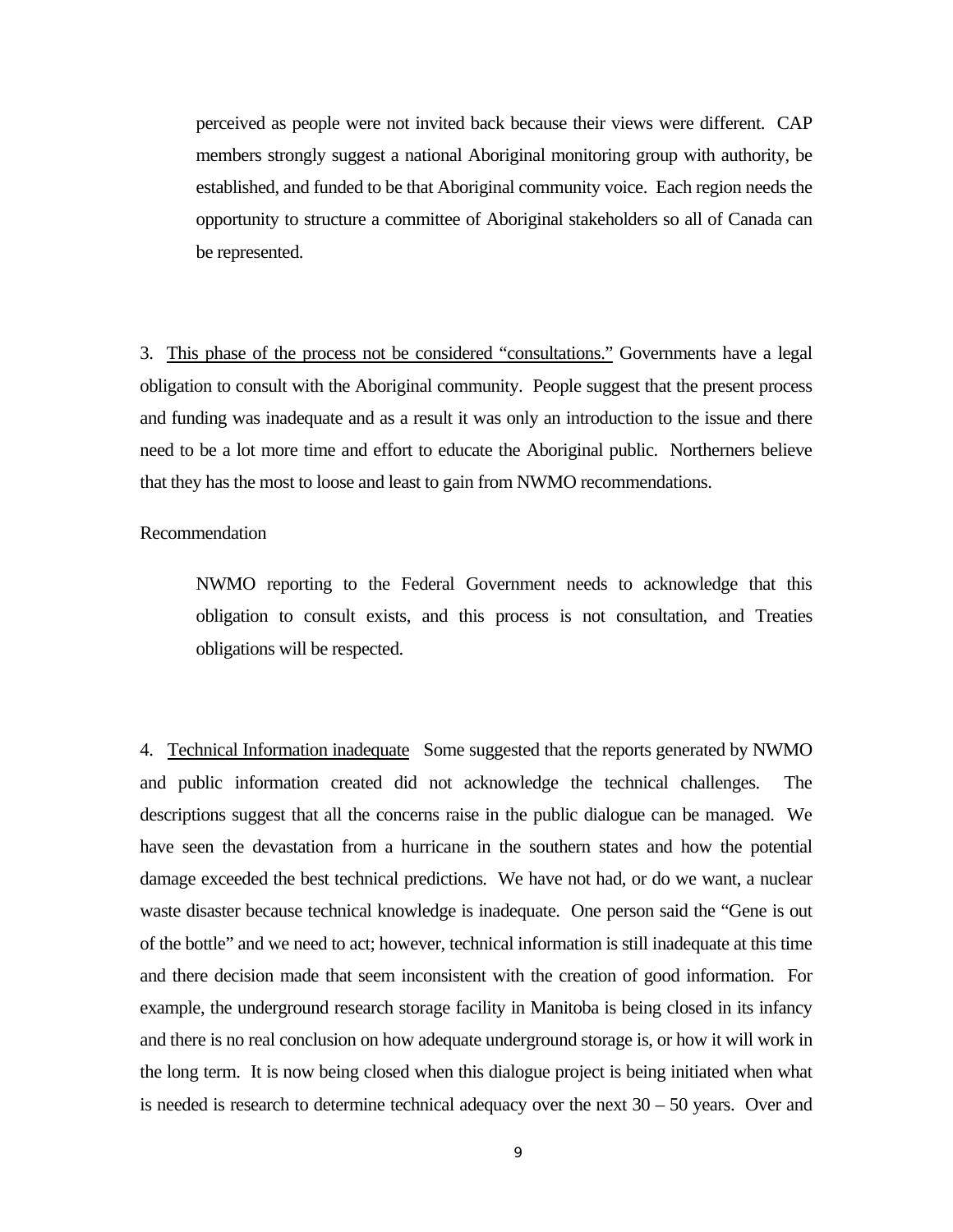perceived as people were not invited back because their views were different. CAP members strongly suggest a national Aboriginal monitoring group with authority, be established, and funded to be that Aboriginal community voice. Each region needs the opportunity to structure a committee of Aboriginal stakeholders so all of Canada can be represented.

3. <u>This phase of the process not be considered "consultations."</u> Governments have a legal obligation to consult with the Aboriginal community. People suggest that the present process and funding was inadequate and as a result it was only an introduction to the issue and there need to be a lot more time and effort to educate the Aboriginal public. Northerners believe that they has the most to loose and least to gain from NWMO recommendations.

Recommendation

> NWMO reporting to the Federal Government needs to acknowledge that this obligation to consult exists, and this process is not consultation, and Treaties obligations will be respected.

4. <u>Technical Information inadequate</u> Some suggested that the reports generated by NWMO and public information created did not acknowledge the technical challenges. The descriptions suggest that all the concerns raise in the public dialogue can be managed. We have seen the devastation from a hurricane in the southern states and how the potential damage exceeded the best technical predictions. We have not had, or do we want, a nuclear waste disaster because technical knowledge is inadequate. One person said the "Gene is out of the bottle" and we need to act; however, technical information is still inadequate at this time and there decision made that seem inconsistent with the creation of good information. For example, the underground research storage facility in Manitoba is being closed in its infancy and there is no real conclusion on how adequate underground storage is, or how it will work in the long term. It is now being closed when this dialogue project is being initiated when what is needed is research to determine technical adequacy over the next 30 – 50 years. Over and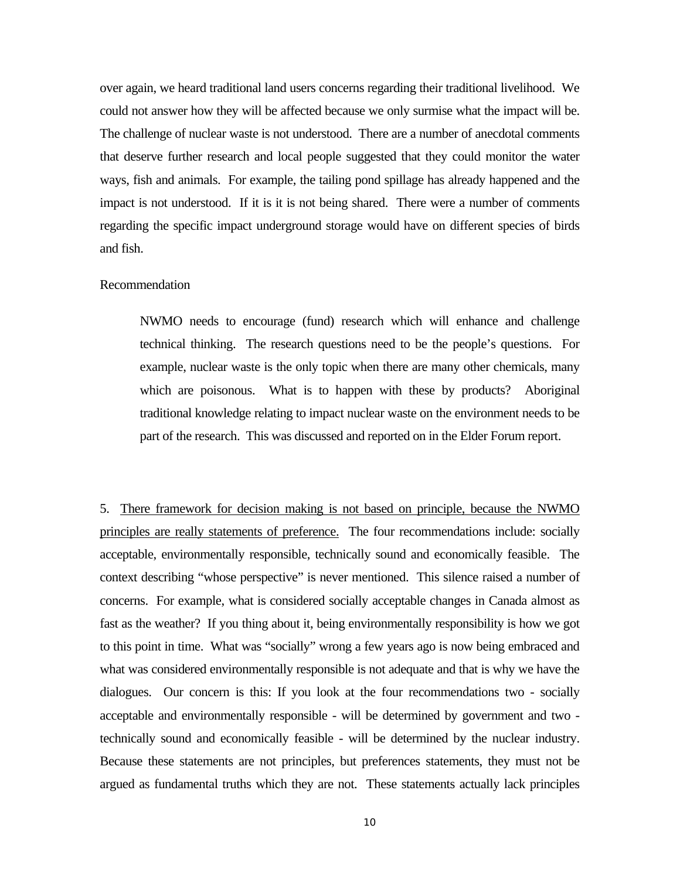over again, we heard traditional land users concerns regarding their traditional livelihood. We could not answer how they will be affected because we only surmise what the impact will be. The challenge of nuclear waste is not understood. There are a number of anecdotal comments that deserve further research and local people suggested that they could monitor the water ways, fish and animals. For example, the tailing pond spillage has already happened and the impact is not understood. If it is it is not being shared. There were a number of comments regarding the specific impact underground storage would have on different species of birds and fish.

Recommendation

> NWMO needs to encourage (fund) research which will enhance and challenge technical thinking. The research questions need to be the people's questions. For example, nuclear waste is the only topic when there are many other chemicals, many which are poisonous. What is to happen with these by products? Aboriginal traditional knowledge relating to impact nuclear waste on the environment needs to be part of the research. This was discussed and reported on in the Elder Forum report.

5. <u>There framework for decision making is not based on principle, because the NWMO principles are really statements of preference.</u> The four recommendations include: socially acceptable, environmentally responsible, technically sound and economically feasible. The context describing "whose perspective" is never mentioned. This silence raised a number of concerns. For example, what is considered socially acceptable changes in Canada almost as fast as the weather? If you thing about it, being environmentally responsibility is how we got to this point in time. What was "socially" wrong a few years ago is now being embraced and what was considered environmentally responsible is not adequate and that is why we have the dialogues. Our concern is this: If you look at the four recommendations two - socially acceptable and environmentally responsible - will be determined by government and two - technically sound and economically feasible - will be determined by the nuclear industry. Because these statements are not principles, but preferences statements, they must not be argued as fundamental truths which they are not. These statements actually lack principles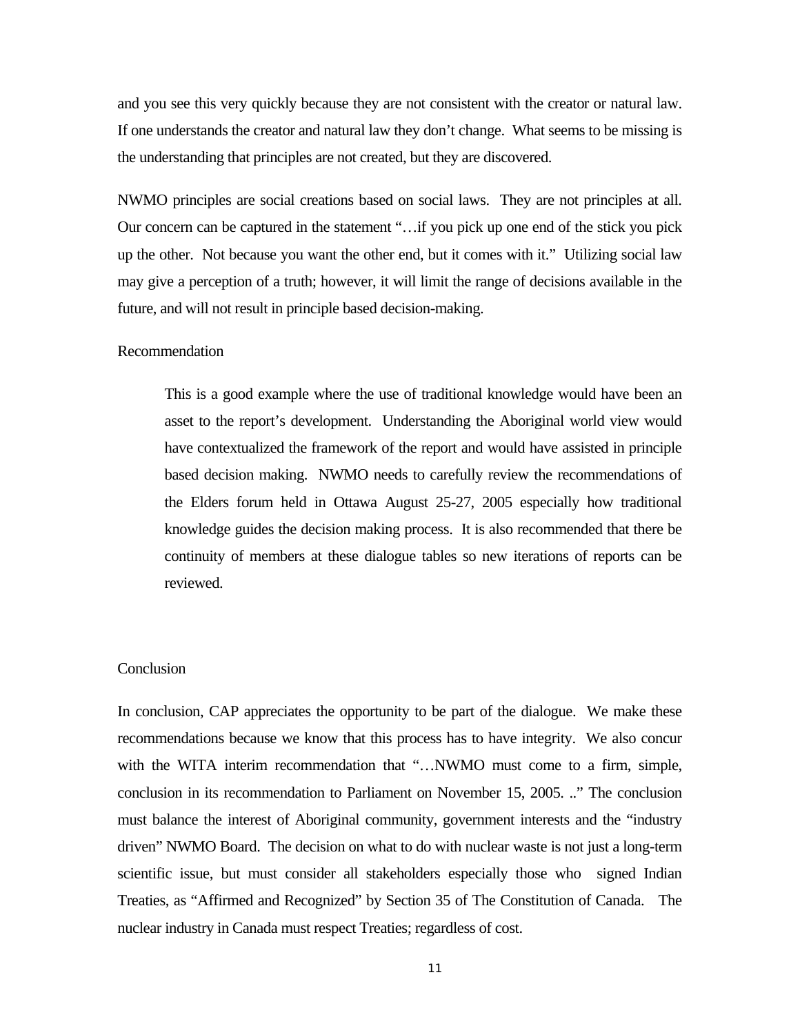and you see this very quickly because they are not consistent with the creator or natural law. If one understands the creator and natural law they don't change. What seems to be missing is the understanding that principles are not created, but they are discovered.

NWMO principles are social creations based on social laws. They are not principles at all. Our concern can be captured in the statement "…if you pick up one end of the stick you pick up the other. Not because you want the other end, but it comes with it." Utilizing social law may give a perception of a truth; however, it will limit the range of decisions available in the future, and will not result in principle based decision-making.

Recommendation

> This is a good example where the use of traditional knowledge would have been an asset to the report's development. Understanding the Aboriginal world view would have contextualized the framework of the report and would have assisted in principle based decision making. NWMO needs to carefully review the recommendations of the Elders forum held in Ottawa August 25-27, 2005 especially how traditional knowledge guides the decision making process. It is also recommended that there be continuity of members at these dialogue tables so new iterations of reports can be reviewed.

Conclusion

In conclusion, CAP appreciates the opportunity to be part of the dialogue. We make these recommendations because we know that this process has to have integrity. We also concur with the WITA interim recommendation that "…NWMO must come to a firm, simple, conclusion in its recommendation to Parliament on November 15, 2005. .." The conclusion must balance the interest of Aboriginal community, government interests and the "industry driven" NWMO Board. The decision on what to do with nuclear waste is not just a long-term scientific issue, but must consider all stakeholders especially those who signed Indian Treaties, as "Affirmed and Recognized" by Section 35 of The Constitution of Canada. The nuclear industry in Canada must respect Treaties; regardless of cost.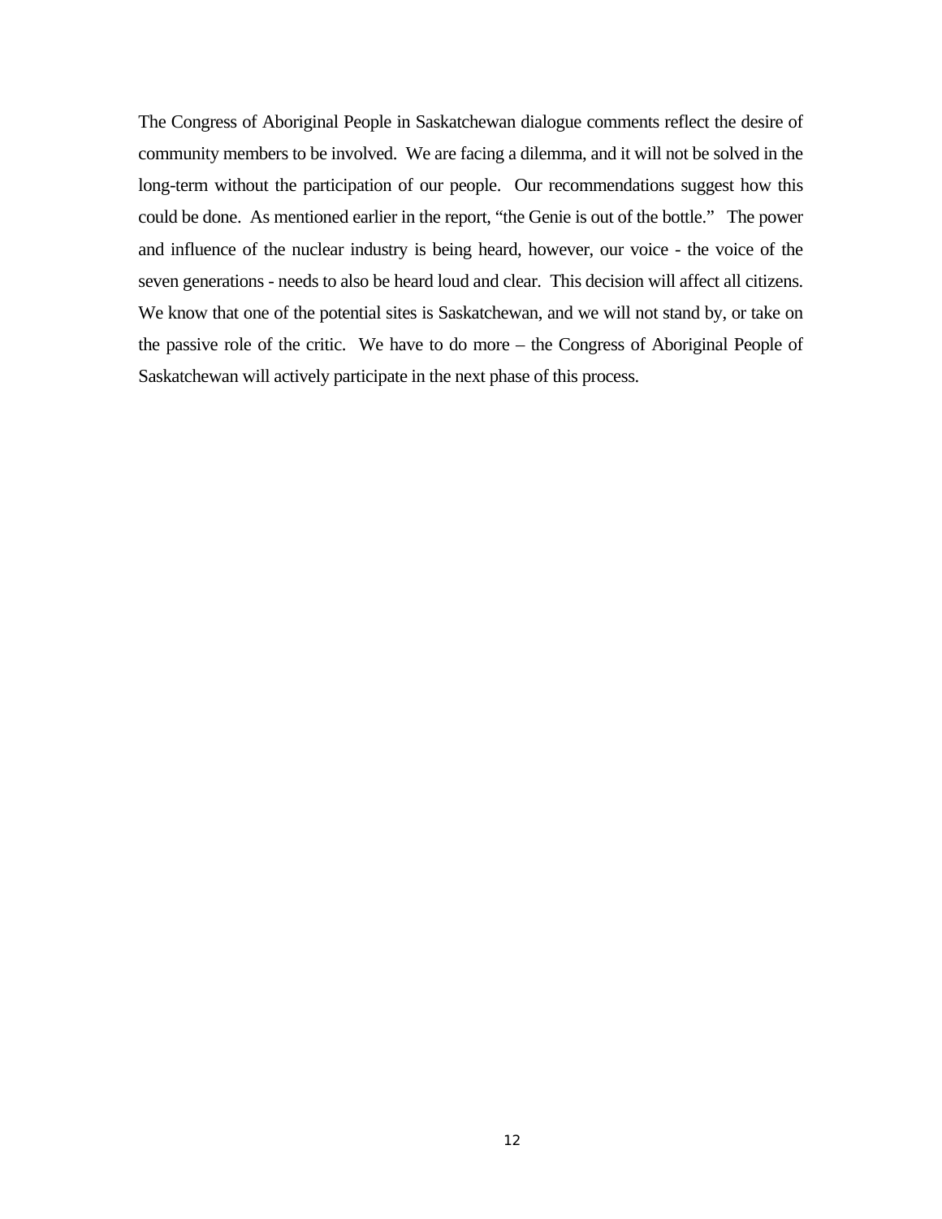The Congress of Aboriginal People in Saskatchewan dialogue comments reflect the desire of community members to be involved. We are facing a dilemma, and it will not be solved in the long-term without the participation of our people. Our recommendations suggest how this could be done. As mentioned earlier in the report, "the Genie is out of the bottle." The power and influence of the nuclear industry is being heard, however, our voice - the voice of the seven generations - needs to also be heard loud and clear. This decision will affect all citizens. We know that one of the potential sites is Saskatchewan, and we will not stand by, or take on the passive role of the critic. We have to do more – the Congress of Aboriginal People of Saskatchewan will actively participate in the next phase of this process.